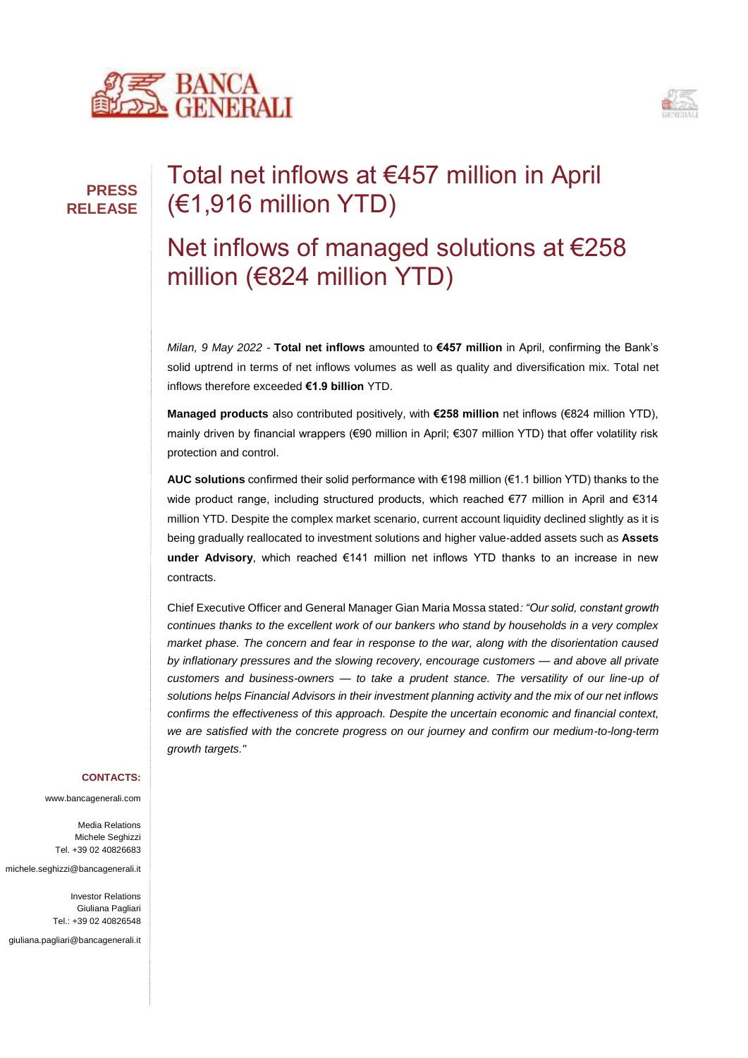**PRESS RELEASE**

# Total net inflows at €457 million in April (€1,916 million YTD)

# Net inflows of managed solutions at €258 million (€824 million YTD)

*Milan, 9 May 2022* - **Total net inflows** amounted to **€457 million** in April, confirming the Bank's solid uptrend in terms of net inflows volumes as well as quality and diversification mix. Total net inflows therefore exceeded **€1.9 billion** YTD.

**Managed products** also contributed positively, with **€258 million** net inflows (€824 million YTD), mainly driven by financial wrappers (€90 million in April; €307 million YTD) that offer volatility risk protection and control.

**AUC solutions** confirmed their solid performance with €198 million (€1.1 billion YTD) thanks to the wide product range, including structured products, which reached €77 million in April and €314 million YTD. Despite the complex market scenario, current account liquidity declined slightly as it is being gradually reallocated to investment solutions and higher value-added assets such as **Assets under Advisory**, which reached €141 million net inflows YTD thanks to an increase in new contracts.

Chief Executive Officer and General Manager Gian Maria Mossa stated*: "Our solid, constant growth continues thanks to the excellent work of our bankers who stand by households in a very complex market phase. The concern and fear in response to the war, along with the disorientation caused by inflationary pressures and the slowing recovery, encourage customers — and above all private customers and business-owners — to take a prudent stance. The versatility of our line-up of solutions helps Financial Advisors in their investment planning activity and the mix of our net inflows confirms the effectiveness of this approach. Despite the uncertain economic and financial context, we are satisfied with the concrete progress on our journey and confirm our medium-to-long-term growth targets."*

**CONTACTS:**

www.bancagenerali.com

Media Relations
Michele Seghizzi
Tel. +39 02 40826683
michele.seghizzi@bancagenerali.it

Investor Relations
Giuliana Pagliari
Tel.: +39 02 40826548
giuliana.pagliari@bancagenerali.it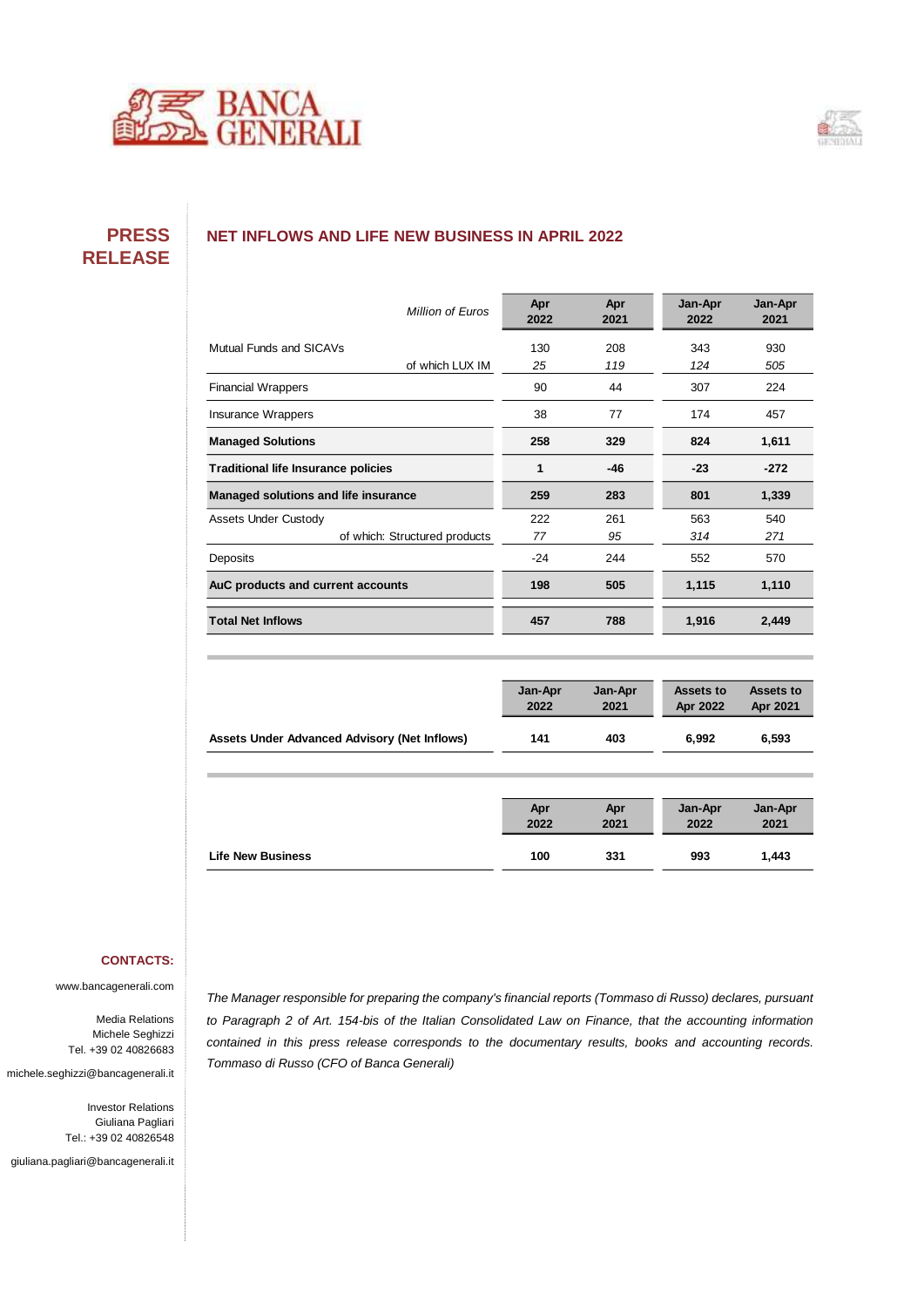PRESS RELEASE

## NET INFLOWS AND LIFE NEW BUSINESS IN APRIL 2022

| *Million of Euros* | Apr 2022 | Apr 2021 | Jan-Apr 2022 | Jan-Apr 2021 |
|---|---|---|---|---|
| Mutual Funds and SICAVs | 130 | 208 | 343 | 930 |
| of which LUX IM | *25* | *119* | *124* | *505* |
| Financial Wrappers | 90 | 44 | 307 | 224 |
| Insurance Wrappers | 38 | 77 | 174 | 457 |
| **Managed Solutions** | **258** | **329** | **824** | **1,611** |
| **Traditional life Insurance policies** | **1** | **-46** | **-23** | **-272** |
| **Managed solutions and life insurance** | **259** | **283** | **801** | **1,339** |
| Assets Under Custody | 222 | 261 | 563 | 540 |
| of which: Structured products | *77* | *95* | *314* | *271* |
| Deposits | -24 | 244 | 552 | 570 |
| **AuC products and current accounts** | **198** | **505** | **1,115** | **1,110** |
| **Total Net Inflows** | **457** | **788** | **1,916** | **2,449** |

| | Jan-Apr 2022 | Jan-Apr 2021 | Assets to Apr 2022 | Assets to Apr 2021 |
|---|---|---|---|---|
| **Assets Under Advanced Advisory (Net Inflows)** | **141** | **403** | **6,992** | **6,593** |

| | Apr 2022 | Apr 2021 | Jan-Apr 2022 | Jan-Apr 2021 |
|---|---|---|---|---|
| **Life New Business** | **100** | **331** | **993** | **1,443** |

**CONTACTS:**

www.bancagenerali.com

Media Relations
Michele Seghizzi
Tel. +39 02 40826683
michele.seghizzi@bancagenerali.it

Investor Relations
Giuliana Pagliari
Tel.: +39 02 40826548
giuliana.pagliari@bancagenerali.it

*The Manager responsible for preparing the company's financial reports (Tommaso di Russo) declares, pursuant to Paragraph 2 of Art. 154-bis of the Italian Consolidated Law on Finance, that the accounting information contained in this press release corresponds to the documentary results, books and accounting records. Tommaso di Russo (CFO of Banca Generali)*